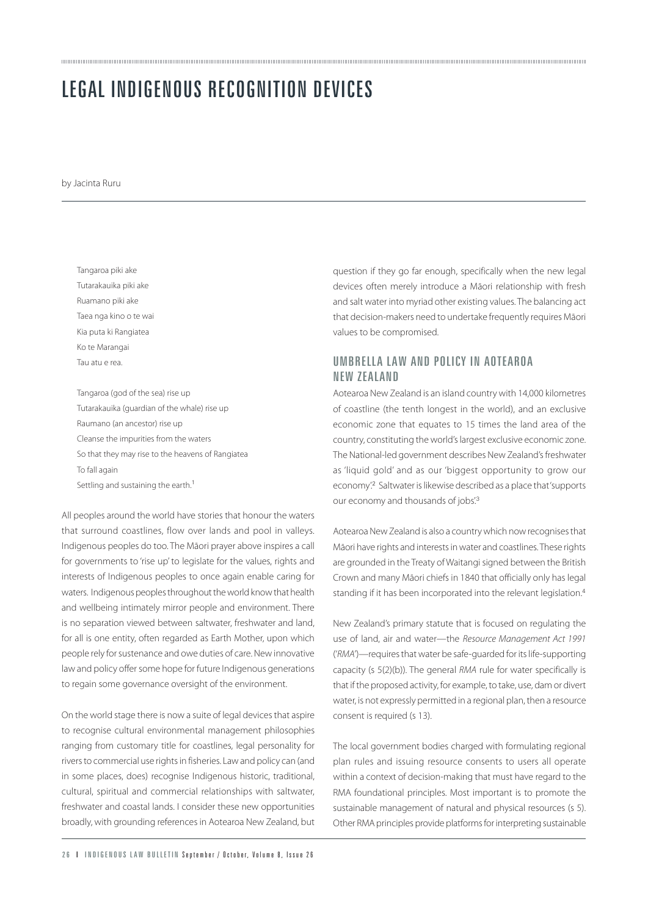# LEGAL INDIGENOUS RECOGNITION DEVICES

by Jacinta Ruru

Tangaroa piki ake  
Tutarakauika piki ake  
Ruamano piki ake  
Taea nga kino o te wai  
Kia puta ki Rangiatea  
Ko te Marangai  
Tau atu e rea.

Tangaroa (god of the sea) rise up  
Tutarakauika (guardian of the whale) rise up  
Raumano (an ancestor) rise up  
Cleanse the impurities from the waters  
So that they may rise to the heavens of Rangiatea  
To fall again  
Settling and sustaining the earth.[1]

All peoples around the world have stories that honour the waters that surround coastlines, flow over lands and pool in valleys. Indigenous peoples do too. The Māori prayer above inspires a call for governments to 'rise up' to legislate for the values, rights and interests of Indigenous peoples to once again enable caring for waters. Indigenous peoples throughout the world know that health and wellbeing intimately mirror people and environment. There is no separation viewed between saltwater, freshwater and land, for all is one entity, often regarded as Earth Mother, upon which people rely for sustenance and owe duties of care. New innovative law and policy offer some hope for future Indigenous generations to regain some governance oversight of the environment.

On the world stage there is now a suite of legal devices that aspire to recognise cultural environmental management philosophies ranging from customary title for coastlines, legal personality for rivers to commercial use rights in fisheries. Law and policy can (and in some places, does) recognise Indigenous historic, traditional, cultural, spiritual and commercial relationships with saltwater, freshwater and coastal lands. I consider these new opportunities broadly, with grounding references in Aotearoa New Zealand, but question if they go far enough, specifically when the new legal devices often merely introduce a Māori relationship with fresh and salt water into myriad other existing values. The balancing act that decision-makers need to undertake frequently requires Māori values to be compromised.

## UMBRELLA LAW AND POLICY IN AOTEAROA NEW ZEALAND

Aotearoa New Zealand is an island country with 14,000 kilometres of coastline (the tenth longest in the world), and an exclusive economic zone that equates to 15 times the land area of the country, constituting the world's largest exclusive economic zone. The National-led government describes New Zealand's freshwater as 'liquid gold' and as our 'biggest opportunity to grow our economy'.[2] Saltwater is likewise described as a place that 'supports our economy and thousands of jobs'.[3]

Aotearoa New Zealand is also a country which now recognises that Māori have rights and interests in water and coastlines. These rights are grounded in the Treaty of Waitangi signed between the British Crown and many Māori chiefs in 1840 that officially only has legal standing if it has been incorporated into the relevant legislation.[4]

New Zealand's primary statute that is focused on regulating the use of land, air and water—the *Resource Management Act 1991* ('*RMA*')—requires that water be safe-guarded for its life-supporting capacity (s 5(2)(b)). The general *RMA* rule for water specifically is that if the proposed activity, for example, to take, use, dam or divert water, is not expressly permitted in a regional plan, then a resource consent is required (s 13).

The local government bodies charged with formulating regional plan rules and issuing resource consents to users all operate within a context of decision-making that must have regard to the RMA foundational principles. Most important is to promote the sustainable management of natural and physical resources (s 5). Other RMA principles provide platforms for interpreting sustainable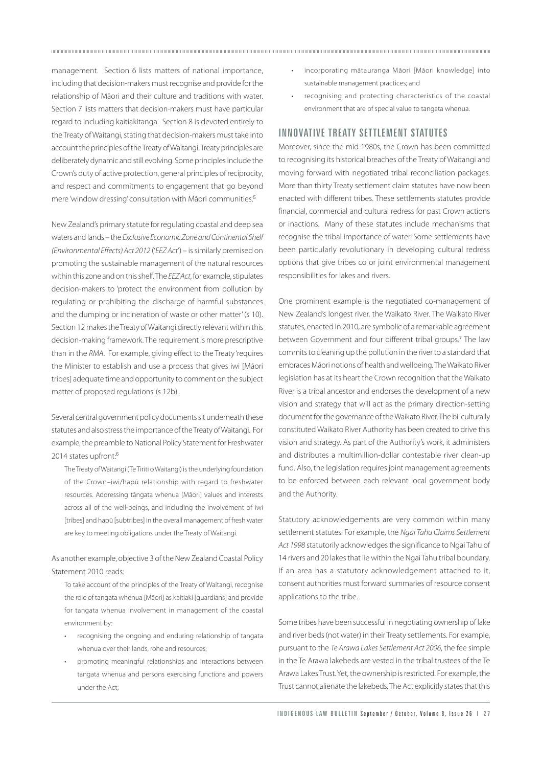management. Section 6 lists matters of national importance, including that decision-makers must recognise and provide for the relationship of Māori and their culture and traditions with water. Section 7 lists matters that decision-makers must have particular regard to including kaitiakitanga. Section 8 is devoted entirely to the Treaty of Waitangi, stating that decision-makers must take into account the principles of the Treaty of Waitangi. Treaty principles are deliberately dynamic and still evolving. Some principles include the Crown's duty of active protection, general principles of reciprocity, and respect and commitments to engagement that go beyond mere 'window dressing' consultation with Māori communities.[5]

New Zealand's primary statute for regulating coastal and deep sea waters and lands – the *Exclusive Economic Zone and Continental Shelf (Environmental Effects) Act 2012* ('*EEZ Act*') – is similarly premised on promoting the sustainable management of the natural resources within this zone and on this shelf. The *EEZ Act*, for example, stipulates decision-makers to 'protect the environment from pollution by regulating or prohibiting the discharge of harmful substances and the dumping or incineration of waste or other matter' (s 10). Section 12 makes the Treaty of Waitangi directly relevant within this decision-making framework. The requirement is more prescriptive than in the *RMA*. For example, giving effect to the Treaty 'requires the Minister to establish and use a process that gives iwi [Māori tribes] adequate time and opportunity to comment on the subject matter of proposed regulations' (s 12b).

Several central government policy documents sit underneath these statutes and also stress the importance of the Treaty of Waitangi. For example, the preamble to National Policy Statement for Freshwater 2014 states upfront:[6]

> The Treaty of Waitangi (Te Tiriti o Waitangi) is the underlying foundation of the Crown–iwi/hapū relationship with regard to freshwater resources. Addressing tāngata whenua [Māori] values and interests across all of the well-beings, and including the involvement of iwi [tribes] and hapū [subtribes] in the overall management of fresh water are key to meeting obligations under the Treaty of Waitangi.

As another example, objective 3 of the New Zealand Coastal Policy Statement 2010 reads:

> To take account of the principles of the Treaty of Waitangi, recognise the role of tangata whenua [Māori] as kaitiaki [guardians] and provide for tangata whenua involvement in management of the coastal environment by:
>
> - recognising the ongoing and enduring relationship of tangata whenua over their lands, rohe and resources;
> - promoting meaningful relationships and interactions between tangata whenua and persons exercising functions and powers under the Act;
> - incorporating mātauranga Māori [Māori knowledge] into sustainable management practices; and
> - recognising and protecting characteristics of the coastal environment that are of special value to tangata whenua.

## INNOVATIVE TREATY SETTLEMENT STATUTES

Moreover, since the mid 1980s, the Crown has been committed to recognising its historical breaches of the Treaty of Waitangi and moving forward with negotiated tribal reconciliation packages. More than thirty Treaty settlement claim statutes have now been enacted with different tribes. These settlements statutes provide financial, commercial and cultural redress for past Crown actions or inactions. Many of these statutes include mechanisms that recognise the tribal importance of water. Some settlements have been particularly revolutionary in developing cultural redress options that give tribes co or joint environmental management responsibilities for lakes and rivers.

One prominent example is the negotiated co-management of New Zealand's longest river, the Waikato River. The Waikato River statutes, enacted in 2010, are symbolic of a remarkable agreement between Government and four different tribal groups.[7] The law commits to cleaning up the pollution in the river to a standard that embraces Māori notions of health and wellbeing. The Waikato River legislation has at its heart the Crown recognition that the Waikato River is a tribal ancestor and endorses the development of a new vision and strategy that will act as the primary direction-setting document for the governance of the Waikato River. The bi-culturally constituted Waikato River Authority has been created to drive this vision and strategy. As part of the Authority's work, it administers and distributes a multimillion-dollar contestable river clean-up fund. Also, the legislation requires joint management agreements to be enforced between each relevant local government body and the Authority.

Statutory acknowledgements are very common within many settlement statutes. For example, the *Ngai Tahu Claims Settlement Act 1998* statutorily acknowledges the significance to Ngai Tahu of 14 rivers and 20 lakes that lie within the Ngai Tahu tribal boundary. If an area has a statutory acknowledgement attached to it, consent authorities must forward summaries of resource consent applications to the tribe.

Some tribes have been successful in negotiating ownership of lake and river beds (not water) in their Treaty settlements. For example, pursuant to the *Te Arawa Lakes Settlement Act 2006*, the fee simple in the Te Arawa lakebeds are vested in the tribal trustees of the Te Arawa Lakes Trust. Yet, the ownership is restricted. For example, the Trust cannot alienate the lakebeds. The Act explicitly states that this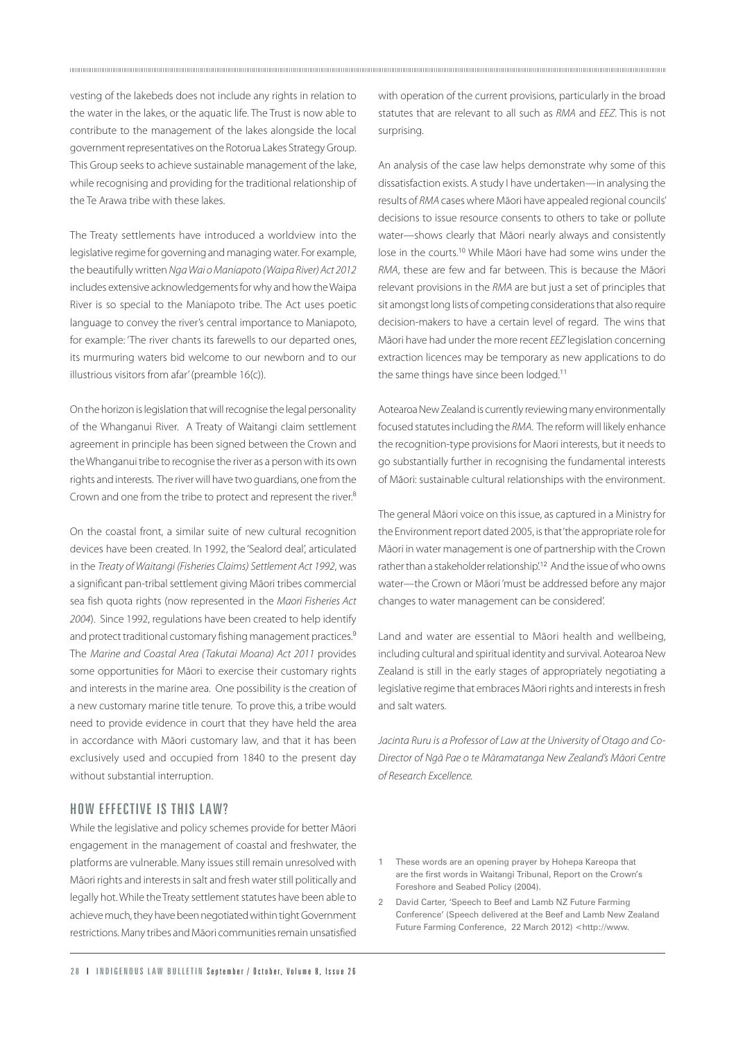vesting of the lakebeds does not include any rights in relation to the water in the lakes, or the aquatic life. The Trust is now able to contribute to the management of the lakes alongside the local government representatives on the Rotorua Lakes Strategy Group. This Group seeks to achieve sustainable management of the lake, while recognising and providing for the traditional relationship of the Te Arawa tribe with these lakes.

The Treaty settlements have introduced a worldview into the legislative regime for governing and managing water. For example, the beautifully written *Nga Wai o Maniapoto (Waipa River) Act 2012* includes extensive acknowledgements for why and how the Waipa River is so special to the Maniapoto tribe. The Act uses poetic language to convey the river's central importance to Maniapoto, for example: 'The river chants its farewells to our departed ones, its murmuring waters bid welcome to our newborn and to our illustrious visitors from afar' (preamble 16(c)).

On the horizon is legislation that will recognise the legal personality of the Whanganui River. A Treaty of Waitangi claim settlement agreement in principle has been signed between the Crown and the Whanganui tribe to recognise the river as a person with its own rights and interests. The river will have two guardians, one from the Crown and one from the tribe to protect and represent the river.[8]

On the coastal front, a similar suite of new cultural recognition devices have been created. In 1992, the 'Sealord deal', articulated in the *Treaty of Waitangi (Fisheries Claims) Settlement Act 1992*, was a significant pan-tribal settlement giving Māori tribes commercial sea fish quota rights (now represented in the *Maori Fisheries Act 2004*). Since 1992, regulations have been created to help identify and protect traditional customary fishing management practices.[9] The *Marine and Coastal Area (Takutai Moana) Act 2011* provides some opportunities for Māori to exercise their customary rights and interests in the marine area. One possibility is the creation of a new customary marine title tenure. To prove this, a tribe would need to provide evidence in court that they have held the area in accordance with Māori customary law, and that it has been exclusively used and occupied from 1840 to the present day without substantial interruption.

## HOW EFFECTIVE IS THIS LAW?

While the legislative and policy schemes provide for better Māori engagement in the management of coastal and freshwater, the platforms are vulnerable. Many issues still remain unresolved with Māori rights and interests in salt and fresh water still politically and legally hot. While the Treaty settlement statutes have been able to achieve much, they have been negotiated within tight Government restrictions. Many tribes and Māori communities remain unsatisfied with operation of the current provisions, particularly in the broad statutes that are relevant to all such as *RMA* and *EEZ*. This is not surprising.

An analysis of the case law helps demonstrate why some of this dissatisfaction exists. A study I have undertaken—in analysing the results of *RMA* cases where Māori have appealed regional councils' decisions to issue resource consents to others to take or pollute water—shows clearly that Māori nearly always and consistently lose in the courts.[10] While Māori have had some wins under the *RMA*, these are few and far between. This is because the Māori relevant provisions in the *RMA* are but just a set of principles that sit amongst long lists of competing considerations that also require decision-makers to have a certain level of regard. The wins that Māori have had under the more recent *EEZ* legislation concerning extraction licences may be temporary as new applications to do the same things have since been lodged.[11]

Aotearoa New Zealand is currently reviewing many environmentally focused statutes including the *RMA*. The reform will likely enhance the recognition-type provisions for Maori interests, but it needs to go substantially further in recognising the fundamental interests of Māori: sustainable cultural relationships with the environment.

The general Māori voice on this issue, as captured in a Ministry for the Environment report dated 2005, is that 'the appropriate role for Māori in water management is one of partnership with the Crown rather than a stakeholder relationship'.[12] And the issue of who owns water—the Crown or Māori 'must be addressed before any major changes to water management can be considered'.

Land and water are essential to Māori health and wellbeing, including cultural and spiritual identity and survival. Aotearoa New Zealand is still in the early stages of appropriately negotiating a legislative regime that embraces Māori rights and interests in fresh and salt waters.

*Jacinta Ruru is a Professor of Law at the University of Otago and Co-Director of Ngā Pae o te Māramatanga New Zealand's Māori Centre of Research Excellence.*

1 These words are an opening prayer by Hohepa Kareopa that are the first words in Waitangi Tribunal, Report on the Crown's Foreshore and Seabed Policy (2004).

2 David Carter, 'Speech to Beef and Lamb NZ Future Farming Conference' (Speech delivered at the Beef and Lamb New Zealand Future Farming Conference, 22 March 2012) <http://www.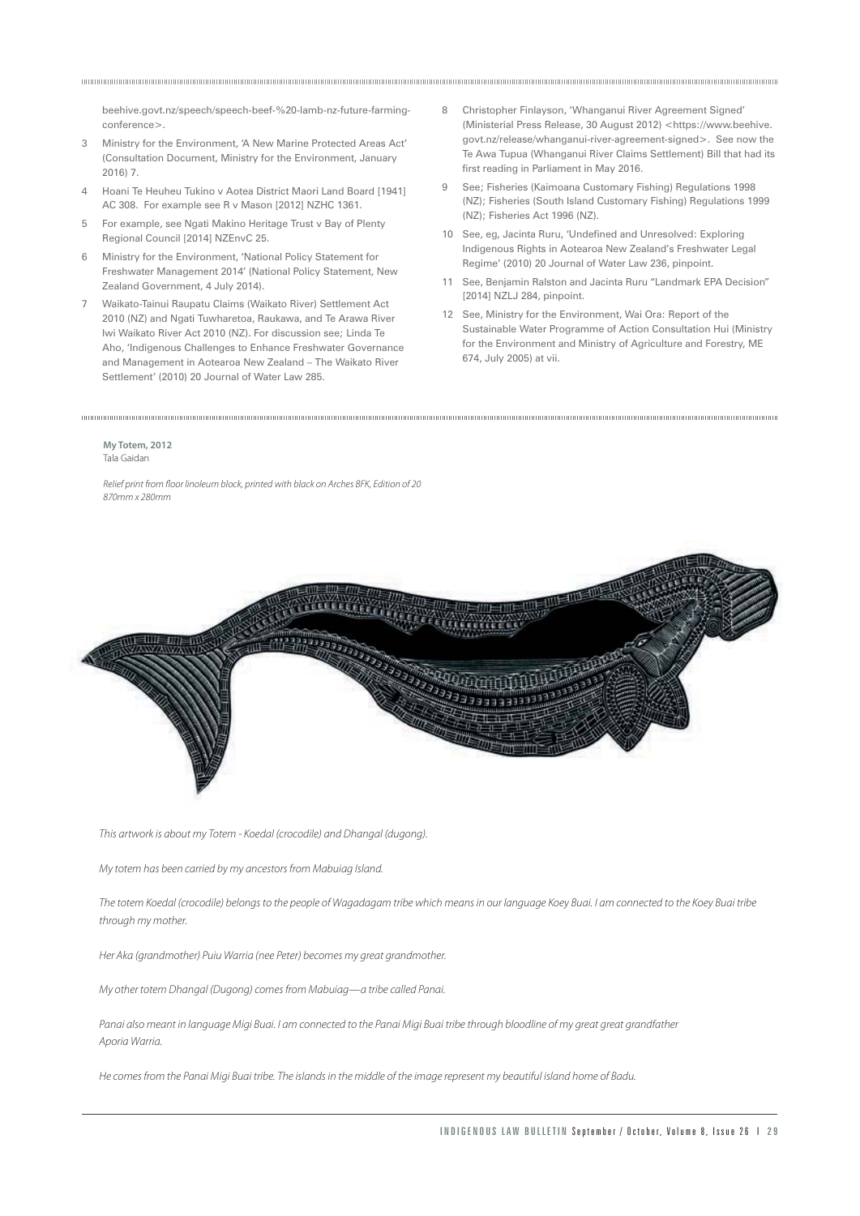beehive.govt.nz/speech/speech-beef-%20-lamb-nz-future-farming-conference>.

3 Ministry for the Environment, 'A New Marine Protected Areas Act' (Consultation Document, Ministry for the Environment, January 2016) 7.

4 Hoani Te Heuheu Tukino v Aotea District Maori Land Board [1941] AC 308. For example see R v Mason [2012] NZHC 1361.

5 For example, see Ngati Makino Heritage Trust v Bay of Plenty Regional Council [2014] NZEnvC 25.

6 Ministry for the Environment, 'National Policy Statement for Freshwater Management 2014' (National Policy Statement, New Zealand Government, 4 July 2014).

7 Waikato-Tainui Raupatu Claims (Waikato River) Settlement Act 2010 (NZ) and Ngati Tuwharetoa, Raukawa, and Te Arawa River Iwi Waikato River Act 2010 (NZ). For discussion see; Linda Te Aho, 'Indigenous Challenges to Enhance Freshwater Governance and Management in Aotearoa New Zealand – The Waikato River Settlement' (2010) 20 Journal of Water Law 285.

8 Christopher Finlayson, 'Whanganui River Agreement Signed' (Ministerial Press Release, 30 August 2012) <https://www.beehive.govt.nz/release/whanganui-river-agreement-signed>. See now the Te Awa Tupua (Whanganui River Claims Settlement) Bill that had its first reading in Parliament in May 2016.

9 See; Fisheries (Kaimoana Customary Fishing) Regulations 1998 (NZ); Fisheries (South Island Customary Fishing) Regulations 1999 (NZ); Fisheries Act 1996 (NZ).

10 See, eg, Jacinta Ruru, 'Undefined and Unresolved: Exploring Indigenous Rights in Aotearoa New Zealand's Freshwater Legal Regime' (2010) 20 Journal of Water Law 236, pinpoint.

11 See, Benjamin Ralston and Jacinta Ruru "Landmark EPA Decision" [2014] NZLJ 284, pinpoint.

12 See, Ministry for the Environment, Wai Ora: Report of the Sustainable Water Programme of Action Consultation Hui (Ministry for the Environment and Ministry of Agriculture and Forestry, ME 674, July 2005) at vii.

**My Totem, 2012**
Tala Gaidan

*Relief print from floor linoleum block, printed with black on Arches BFK, Edition of 20*
*870mm x 280mm*

*This artwork is about my Totem - Koedal (crocodile) and Dhangal (dugong).*

*My totem has been carried by my ancestors from Mabuiag Island.*

*The totem Koedal (crocodile) belongs to the people of Wagadagam tribe which means in our language Koey Buai. I am connected to the Koey Buai tribe through my mother.*

*Her Aka (grandmother) Puiu Warria (nee Peter) becomes my great grandmother.*

*My other totem Dhangal (Dugong) comes from Mabuiag—a tribe called Panai.*

*Panai also meant in language Migi Buai. I am connected to the Panai Migi Buai tribe through bloodline of my great great grandfather Aporia Warria.*

*He comes from the Panai Migi Buai tribe. The islands in the middle of the image represent my beautiful island home of Badu.*